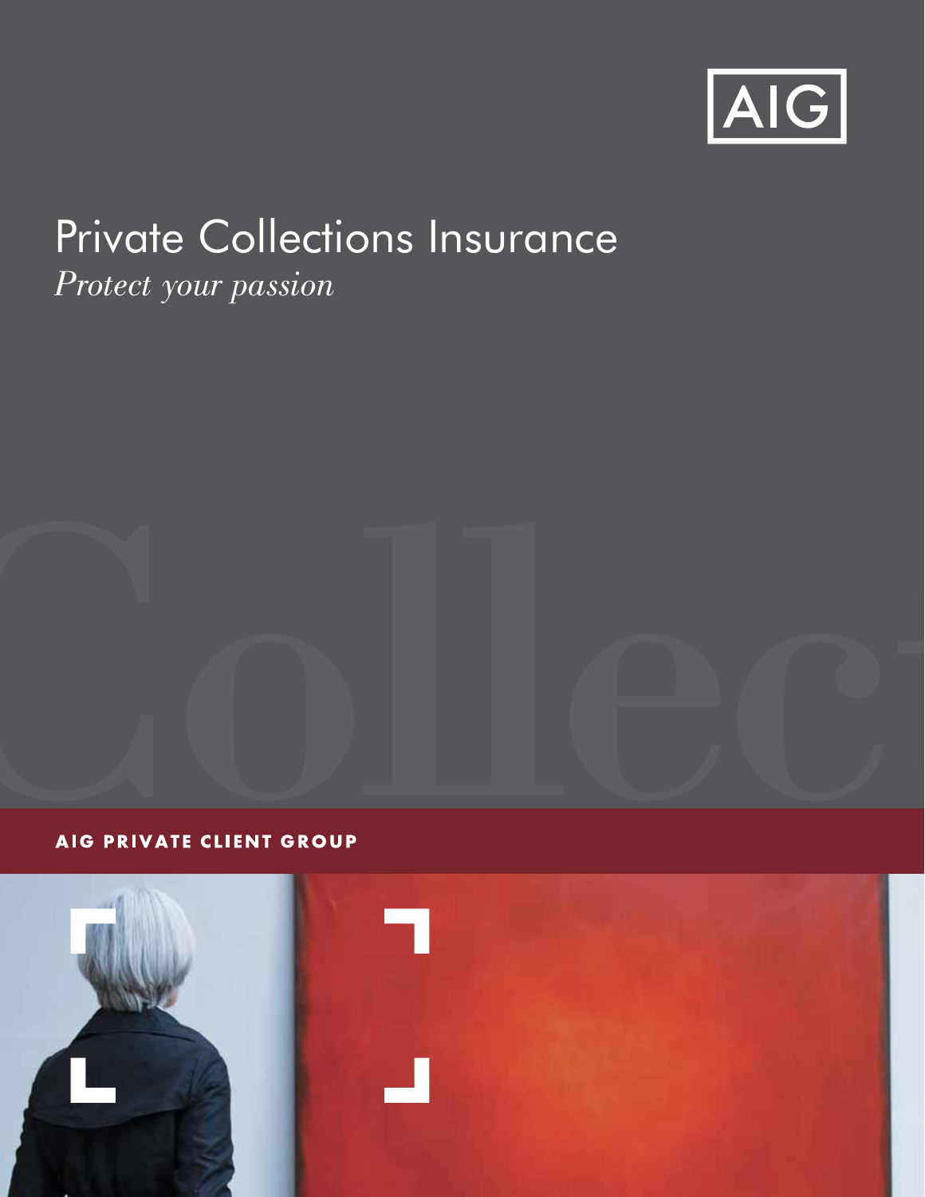AIG

# Private Collections Insurance

*Protect your passion*

**AIG PRIVATE CLIENT GROUP**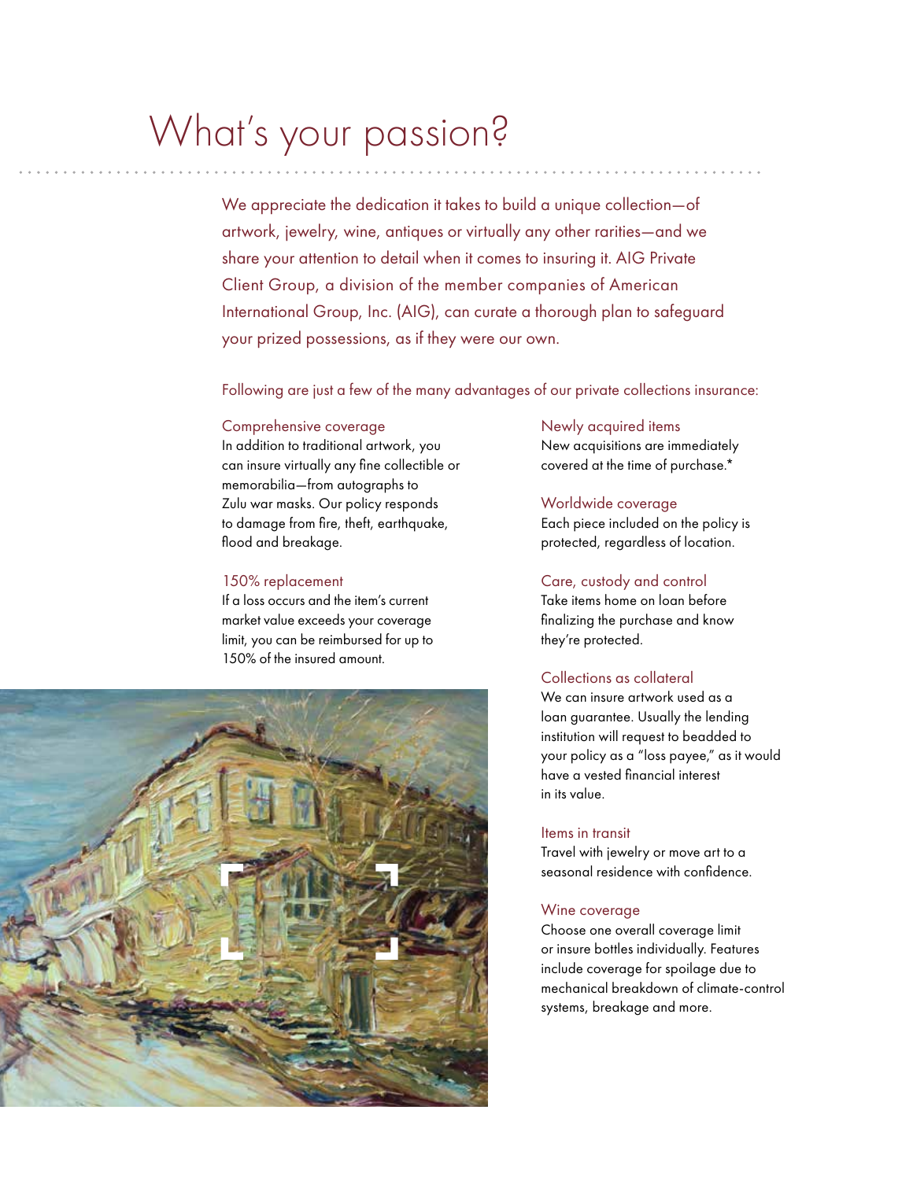# What's your passion?

We appreciate the dedication it takes to build a unique collection—of artwork, jewelry, wine, antiques or virtually any other rarities—and we share your attention to detail when it comes to insuring it. AIG Private Client Group, a division of the member companies of American International Group, Inc. (AIG), can curate a thorough plan to safeguard your prized possessions, as if they were our own.

Following are just a few of the many advantages of our private collections insurance:

### Comprehensive coverage

In addition to traditional artwork, you can insure virtually any fine collectible or memorabilia—from autographs to Zulu war masks. Our policy responds to damage from fire, theft, earthquake, flood and breakage.

### 150% replacement

If a loss occurs and the item's current market value exceeds your coverage limit, you can be reimbursed for up to 150% of the insured amount.

### Newly acquired items

New acquisitions are immediately covered at the time of purchase.*

### Worldwide coverage

Each piece included on the policy is protected, regardless of location.

### Care, custody and control

Take items home on loan before finalizing the purchase and know they're protected.

### Collections as collateral

We can insure artwork used as a loan guarantee. Usually the lending institution will request to beadded to your policy as a "loss payee," as it would have a vested financial interest in its value.

### Items in transit

Travel with jewelry or move art to a seasonal residence with confidence.

### Wine coverage

Choose one overall coverage limit or insure bottles individually. Features include coverage for spoilage due to mechanical breakdown of climate-control systems, breakage and more.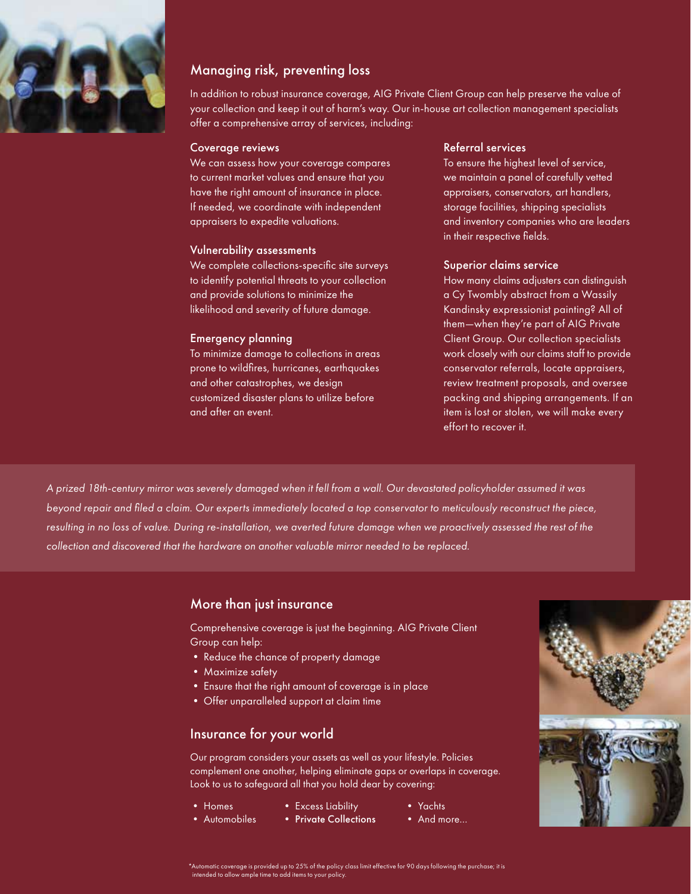## Managing risk, preventing loss

In addition to robust insurance coverage, AIG Private Client Group can help preserve the value of your collection and keep it out of harm's way. Our in-house art collection management specialists offer a comprehensive array of services, including:

### Coverage reviews

We can assess how your coverage compares to current market values and ensure that you have the right amount of insurance in place. If needed, we coordinate with independent appraisers to expedite valuations.

### Vulnerability assessments

We complete collections-specific site surveys to identify potential threats to your collection and provide solutions to minimize the likelihood and severity of future damage.

### Emergency planning

To minimize damage to collections in areas prone to wildfires, hurricanes, earthquakes and other catastrophes, we design customized disaster plans to utilize before and after an event.

### Referral services

To ensure the highest level of service, we maintain a panel of carefully vetted appraisers, conservators, art handlers, storage facilities, shipping specialists and inventory companies who are leaders in their respective fields.

### Superior claims service

How many claims adjusters can distinguish a Cy Twombly abstract from a Wassily Kandinsky expressionist painting? All of them—when they're part of AIG Private Client Group. Our collection specialists work closely with our claims staff to provide conservator referrals, locate appraisers, review treatment proposals, and oversee packing and shipping arrangements. If an item is lost or stolen, we will make every effort to recover it.

*A prized 18th-century mirror was severely damaged when it fell from a wall. Our devastated policyholder assumed it was beyond repair and filed a claim. Our experts immediately located a top conservator to meticulously reconstruct the piece, resulting in no loss of value. During re-installation, we averted future damage when we proactively assessed the rest of the collection and discovered that the hardware on another valuable mirror needed to be replaced.*

## More than just insurance

Comprehensive coverage is just the beginning. AIG Private Client Group can help:

- Reduce the chance of property damage
- Maximize safety
- Ensure that the right amount of coverage is in place
- Offer unparalleled support at claim time

## Insurance for your world

Our program considers your assets as well as your lifestyle. Policies complement one another, helping eliminate gaps or overlaps in coverage. Look to us to safeguard all that you hold dear by covering:

- Homes
- Automobiles
- Excess Liability
- **Private Collections**
- Yachts
- And more...

*Automatic coverage is provided up to 25% of the policy class limit effective for 90 days following the purchase; it is intended to allow ample time to add items to your policy.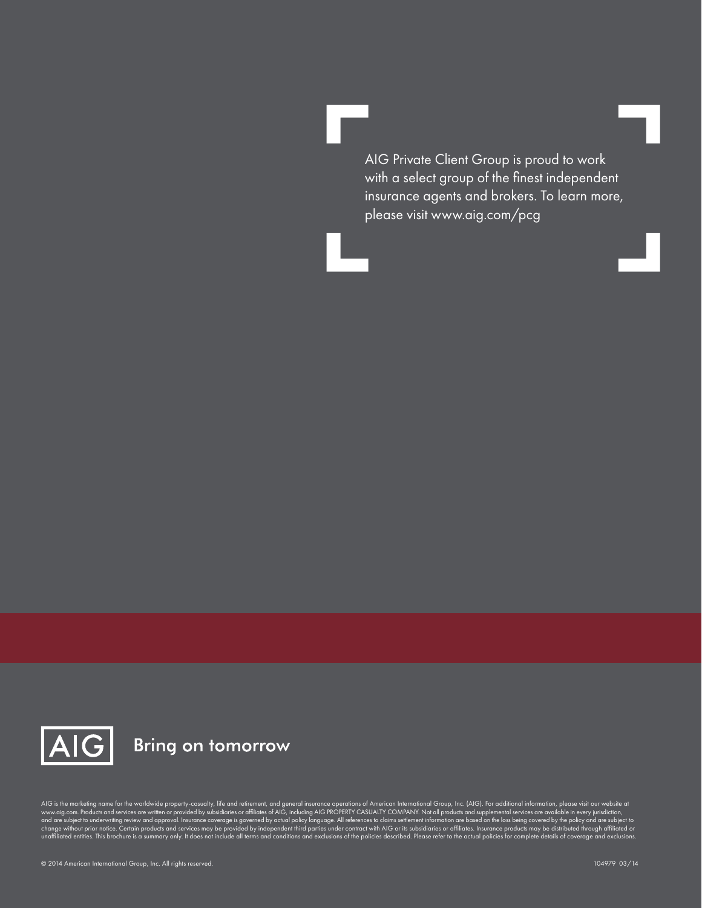AIG Private Client Group is proud to work with a select group of the finest independent insurance agents and brokers. To learn more, please visit www.aig.com/pcg

AIG

Bring on tomorrow

AIG is the marketing name for the worldwide property-casualty, life and retirement, and general insurance operations of American International Group, Inc. (AIG). For additional information, please visit our website at www.aig.com. Products and services are written or provided by subsidiaries or affiliates of AIG, including AIG PROPERTY CASUALTY COMPANY. Not all products and supplemental services are available in every jurisdiction, and are subject to underwriting review and approval. Insurance coverage is governed by actual policy language. All references to claims settlement information are based on the loss being covered by the policy and are subject to change without prior notice. Certain products and services may be provided by independent third parties under contract with AIG or its subsidiaries or affiliates. Insurance products may be distributed through affiliated or unaffiliated entities. This brochure is a summary only. It does not include all terms and conditions and exclusions of the policies described. Please refer to the actual policies for complete details of coverage and exclusions.

© 2014 American International Group, Inc. All rights reserved.

104979 03/14